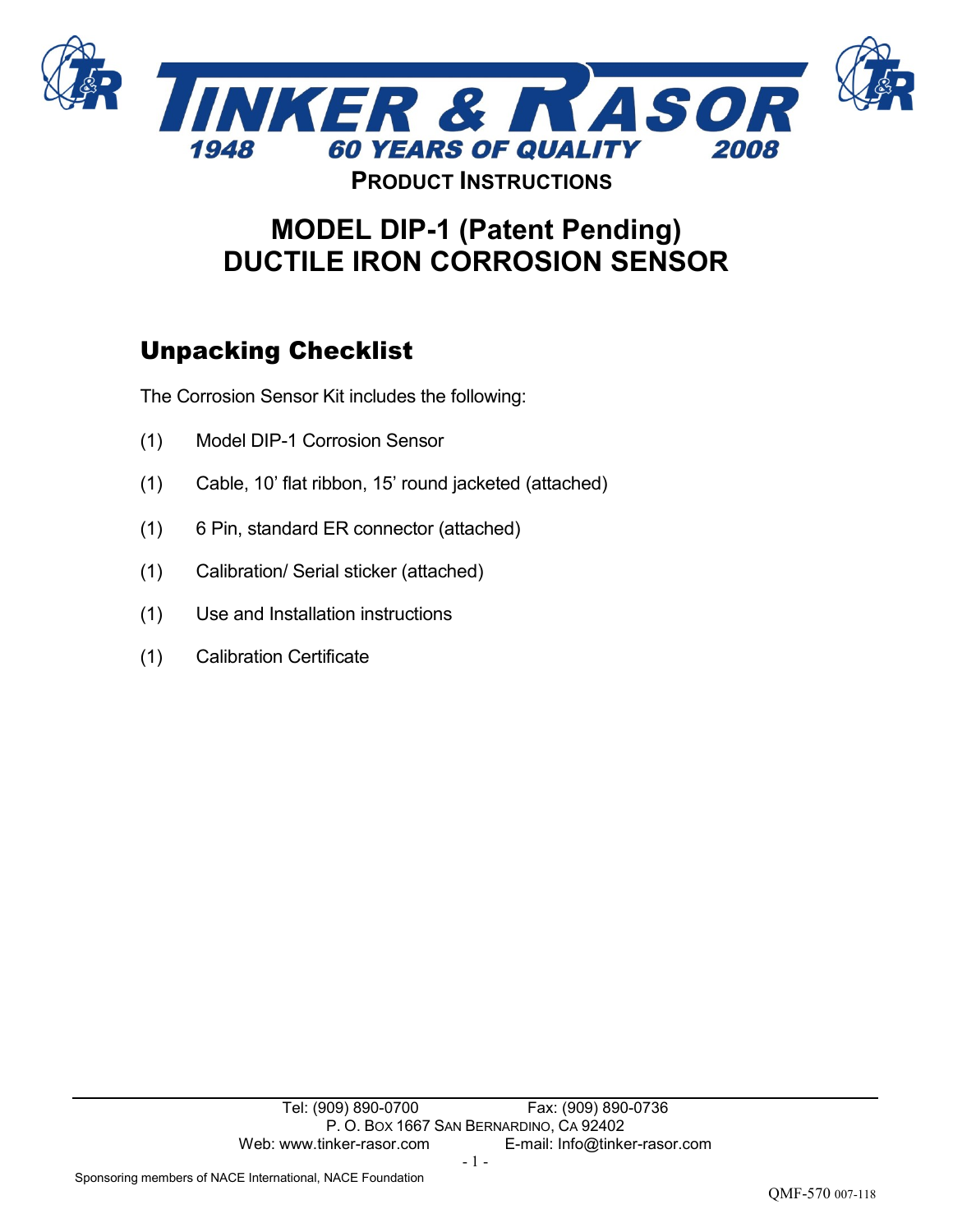**PRODUCT INSTRUCTIONS**

# MODEL DIP-1 (Patent Pending) DUCTILE IRON CORROSION SENSOR

## Unpacking Checklist

The Corrosion Sensor Kit includes the following:

(1) Model DIP-1 Corrosion Sensor

(1) Cable, 10' flat ribbon, 15' round jacketed (attached)

(1) 6 Pin, standard ER connector (attached)

(1) Calibration/ Serial sticker (attached)

(1) Use and Installation instructions

(1) Calibration Certificate

Tel: (909) 890-0700 Fax: (909) 890-0736
P. O. Box 1667 San Bernardino, CA 92402
Web: www.tinker-rasor.com E-mail: Info@tinker-rasor.com

Sponsoring members of NACE International, NACE Foundation

QMF-570 007-118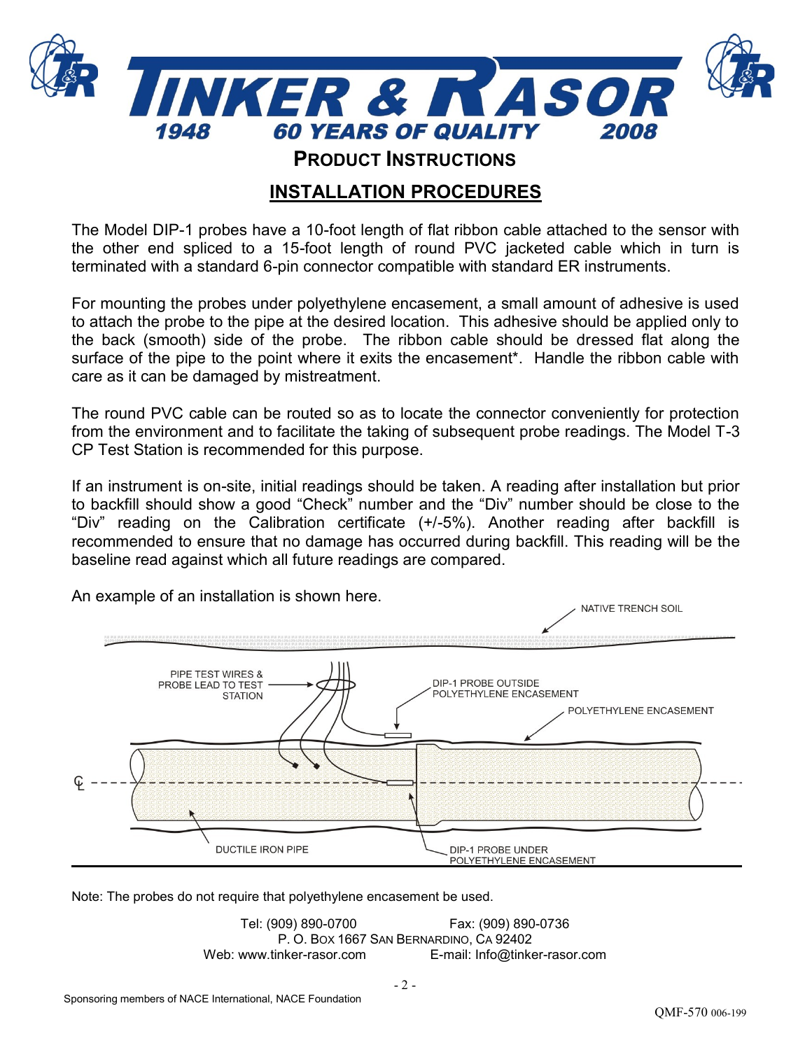## PRODUCT INSTRUCTIONS

## INSTALLATION PROCEDURES

The Model DIP-1 probes have a 10-foot length of flat ribbon cable attached to the sensor with the other end spliced to a 15-foot length of round PVC jacketed cable which in turn is terminated with a standard 6-pin connector compatible with standard ER instruments.

For mounting the probes under polyethylene encasement, a small amount of adhesive is used to attach the probe to the pipe at the desired location. This adhesive should be applied only to the back (smooth) side of the probe. The ribbon cable should be dressed flat along the surface of the pipe to the point where it exits the encasement*. Handle the ribbon cable with care as it can be damaged by mistreatment.

The round PVC cable can be routed so as to locate the connector conveniently for protection from the environment and to facilitate the taking of subsequent probe readings. The Model T-3 CP Test Station is recommended for this purpose.

If an instrument is on-site, initial readings should be taken. A reading after installation but prior to backfill should show a good "Check" number and the "Div" number should be close to the "Div" reading on the Calibration certificate (+/-5%). Another reading after backfill is recommended to ensure that no damage has occurred during backfill. This reading will be the baseline read against which all future readings are compared.

An example of an installation is shown here.

NATIVE TRENCH SOIL

PIPE TEST WIRES & PROBE LEAD TO TEST STATION

DIP-1 PROBE OUTSIDE POLYETHYLENE ENCASEMENT

POLYETHYLENE ENCASEMENT

DUCTILE IRON PIPE

DIP-1 PROBE UNDER POLYETHYLENE ENCASEMENT

Note: The probes do not require that polyethylene encasement be used.

Tel: (909) 890-0700 Fax: (909) 890-0736
P. O. Box 1667 San Bernardino, CA 92402
Web: www.tinker-rasor.com E-mail: Info@tinker-rasor.com

Sponsoring members of NACE International, NACE Foundation

QMF-570 006-199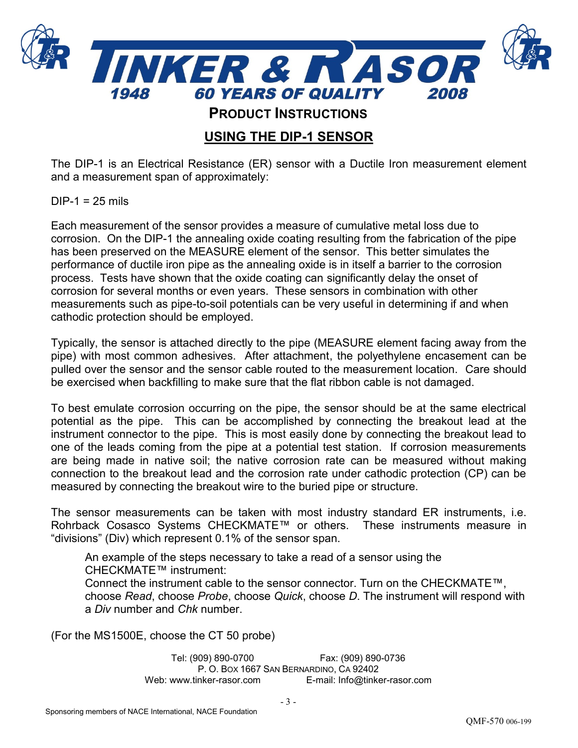## PRODUCT INSTRUCTIONS

## USING THE DIP-1 SENSOR

The DIP-1 is an Electrical Resistance (ER) sensor with a Ductile Iron measurement element and a measurement span of approximately:

DIP-1 = 25 mils

Each measurement of the sensor provides a measure of cumulative metal loss due to corrosion. On the DIP-1 the annealing oxide coating resulting from the fabrication of the pipe has been preserved on the MEASURE element of the sensor. This better simulates the performance of ductile iron pipe as the annealing oxide is in itself a barrier to the corrosion process. Tests have shown that the oxide coating can significantly delay the onset of corrosion for several months or even years. These sensors in combination with other measurements such as pipe-to-soil potentials can be very useful in determining if and when cathodic protection should be employed.

Typically, the sensor is attached directly to the pipe (MEASURE element facing away from the pipe) with most common adhesives. After attachment, the polyethylene encasement can be pulled over the sensor and the sensor cable routed to the measurement location. Care should be exercised when backfilling to make sure that the flat ribbon cable is not damaged.

To best emulate corrosion occurring on the pipe, the sensor should be at the same electrical potential as the pipe. This can be accomplished by connecting the breakout lead at the instrument connector to the pipe. This is most easily done by connecting the breakout lead to one of the leads coming from the pipe at a potential test station. If corrosion measurements are being made in native soil; the native corrosion rate can be measured without making connection to the breakout lead and the corrosion rate under cathodic protection (CP) can be measured by connecting the breakout wire to the buried pipe or structure.

The sensor measurements can be taken with most industry standard ER instruments, i.e. Rohrback Cosasco Systems CHECKMATE™ or others. These instruments measure in "divisions" (Div) which represent 0.1% of the sensor span.

> An example of the steps necessary to take a read of a sensor using the CHECKMATE™ instrument:
> Connect the instrument cable to the sensor connector. Turn on the CHECKMATE™, choose *Read*, choose *Probe*, choose *Quick*, choose *D*. The instrument will respond with a *Div* number and *Chk* number.

(For the MS1500E, choose the CT 50 probe)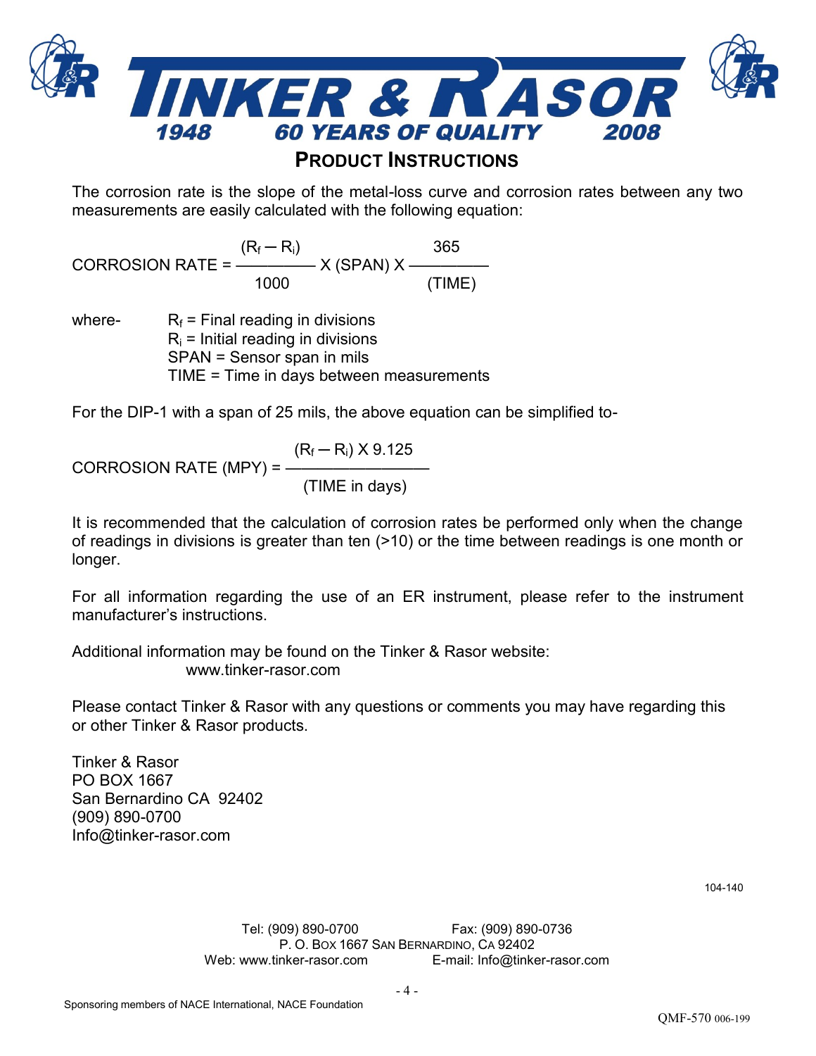## PRODUCT INSTRUCTIONS

The corrosion rate is the slope of the metal-loss curve and corrosion rates between any two measurements are easily calculated with the following equation:

$$\text{CORROSION RATE} = \frac{(R_f - R_i)}{1000} \times (\text{SPAN}) \times \frac{365}{(\text{TIME})}$$

where-
- $R_f$ = Final reading in divisions
- $R_i$ = Initial reading in divisions
- SPAN = Sensor span in mils
- TIME = Time in days between measurements

For the DIP-1 with a span of 25 mils, the above equation can be simplified to-

$$\text{CORROSION RATE (MPY)} = \frac{(R_f - R_i) \times 9.125}{(\text{TIME in days})}$$

It is recommended that the calculation of corrosion rates be performed only when the change of readings in divisions is greater than ten (>10) or the time between readings is one month or longer.

For all information regarding the use of an ER instrument, please refer to the instrument manufacturer's instructions.

Additional information may be found on the Tinker & Rasor website:
www.tinker-rasor.com

Please contact Tinker & Rasor with any questions or comments you may have regarding this or other Tinker & Rasor products.

Tinker & Rasor
PO BOX 1667
San Bernardino CA 92402
(909) 890-0700
Info@tinker-rasor.com

104-140